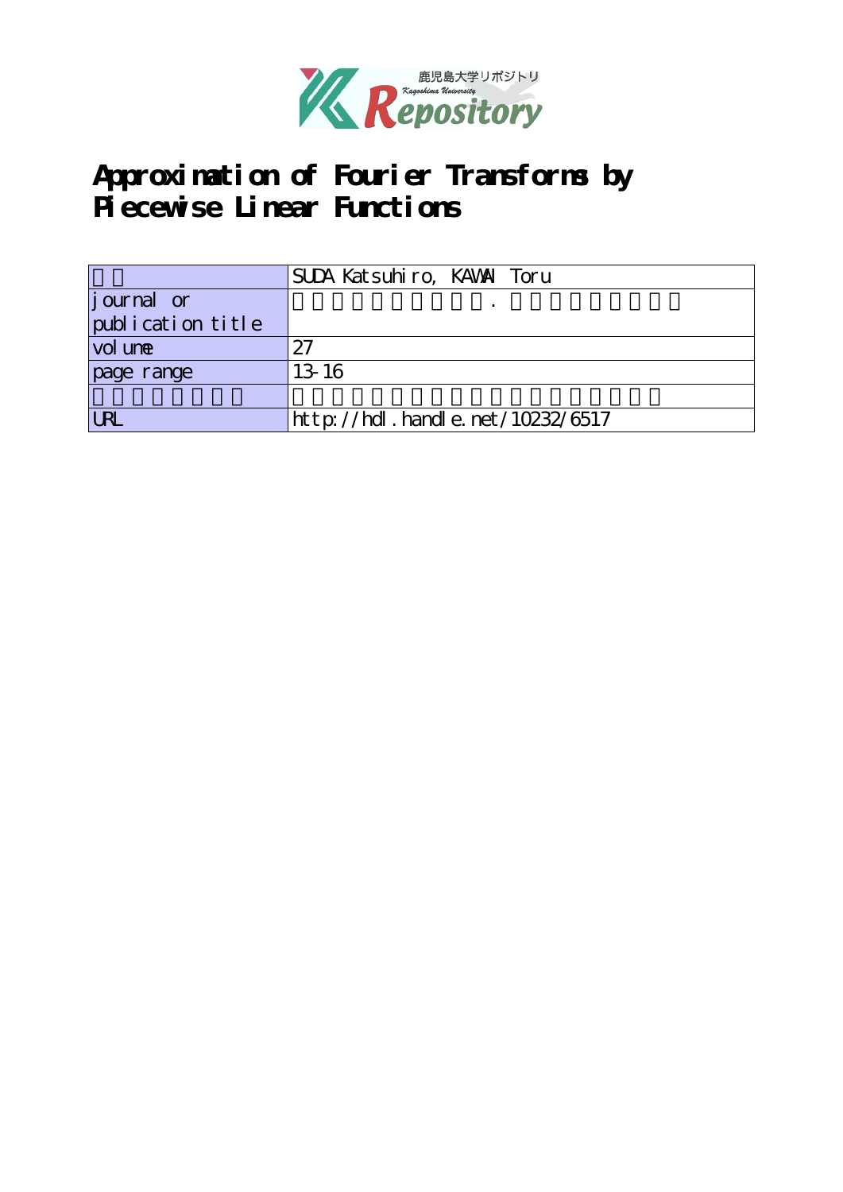# Approximation of Fourier Transforms by Piecewise Linear Functions

| | |
|---|---|
| | SUDA Katsuhiro, KAWAI Toru |
| journal or publication title | |
| volume | 27 |
| page range | 13-16 |
| | |
| URL | http://hdl.handle.net/10232/6517 |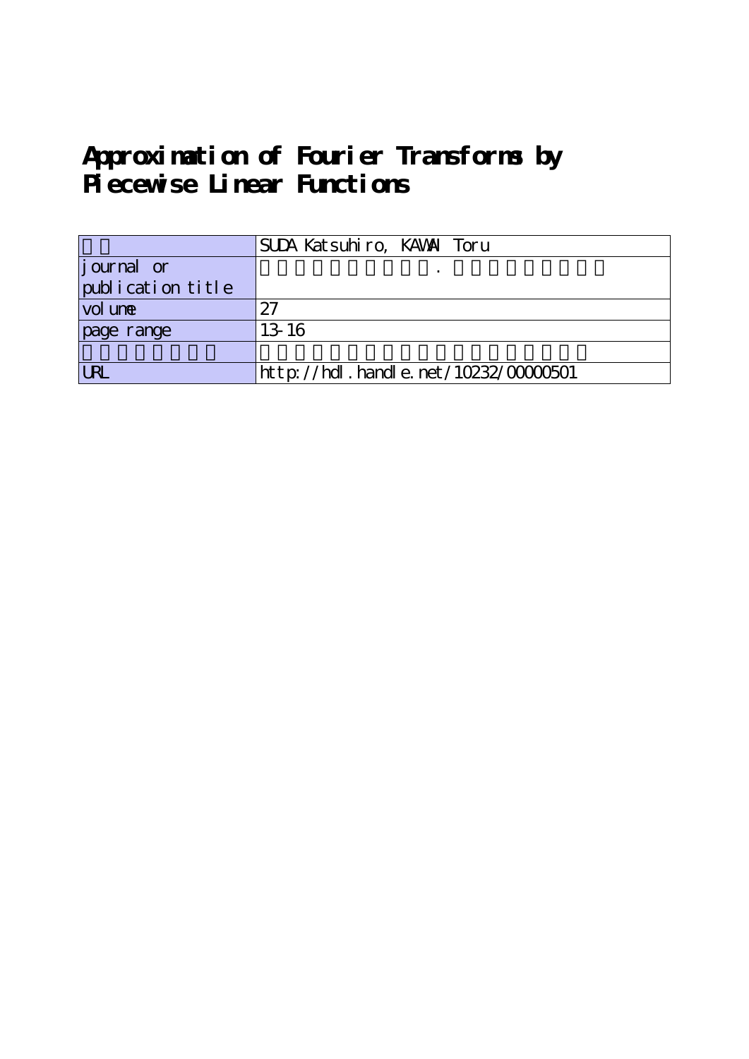# Approximation of Fourier Transforms by Piecewise Linear Functions

| | SUDA Katsuhiro, KAWAI Toru |
|---|---|
| journal or publication title | . |
| volume | 27 |
| page range | 13-16 |
| | |
| URL | http://hdl.handle.net/10232/00000501 |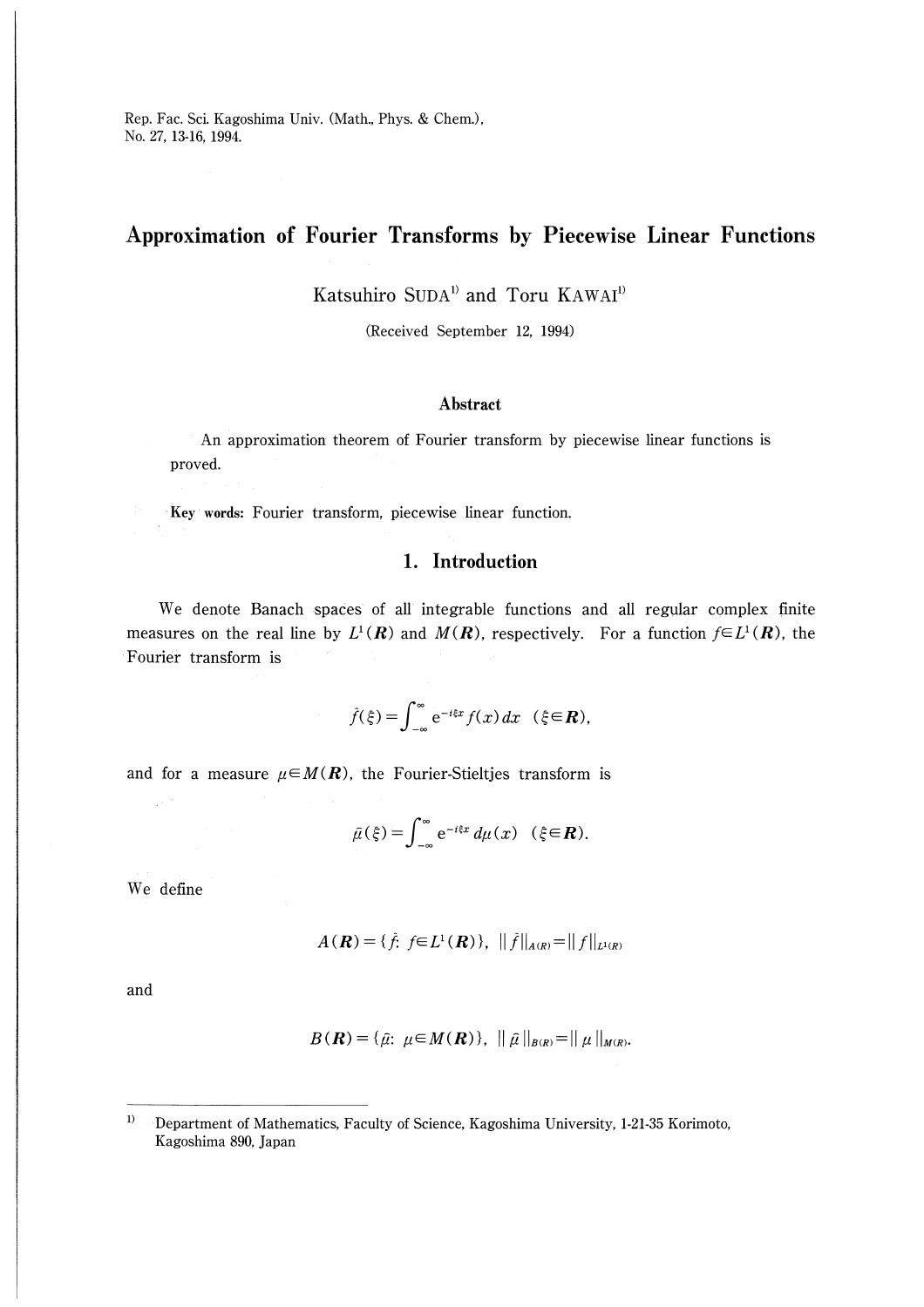# Approximation of Fourier Transforms by Piecewise Linear Functions

Katsuhiro SUDA[1] and Toru KAWAI[1]

(Received September 12, 1994)

### Abstract

An approximation theorem of Fourier transform by piecewise linear functions is proved.

**Key words:** Fourier transform, piecewise linear function.

## 1. Introduction

We denote Banach spaces of all integrable functions and all regular complex finite measures on the real line by $L^1(\boldsymbol{R})$ and $M(\boldsymbol{R})$, respectively. For a function $f \in L^1(\boldsymbol{R})$, the Fourier transform is

$$\hat{f}(\xi) = \int_{-\infty}^{\infty} \mathrm{e}^{-i\xi x} f(x)\, dx \quad (\xi \in \boldsymbol{R}),$$

and for a measure $\mu \in M(\boldsymbol{R})$, the Fourier-Stieltjes transform is

$$\hat{\mu}(\xi) = \int_{-\infty}^{\infty} \mathrm{e}^{-i\xi x}\, d\mu(x) \quad (\xi \in \boldsymbol{R}).$$

We define

$$A(\boldsymbol{R}) = \{\hat{f}:\ f \in L^1(\boldsymbol{R})\}, \quad \|\hat{f}\|_{A(\boldsymbol{R})} = \|f\|_{L^1(\boldsymbol{R})}$$

and

$$B(\boldsymbol{R}) = \{\hat{\mu}:\ \mu \in M(\boldsymbol{R})\}, \quad \|\hat{\mu}\|_{B(\boldsymbol{R})} = \|\mu\|_{M(\boldsymbol{R})}.$$

---

[1] Department of Mathematics, Faculty of Science, Kagoshima University, 1-21-35 Korimoto, Kagoshima 890, Japan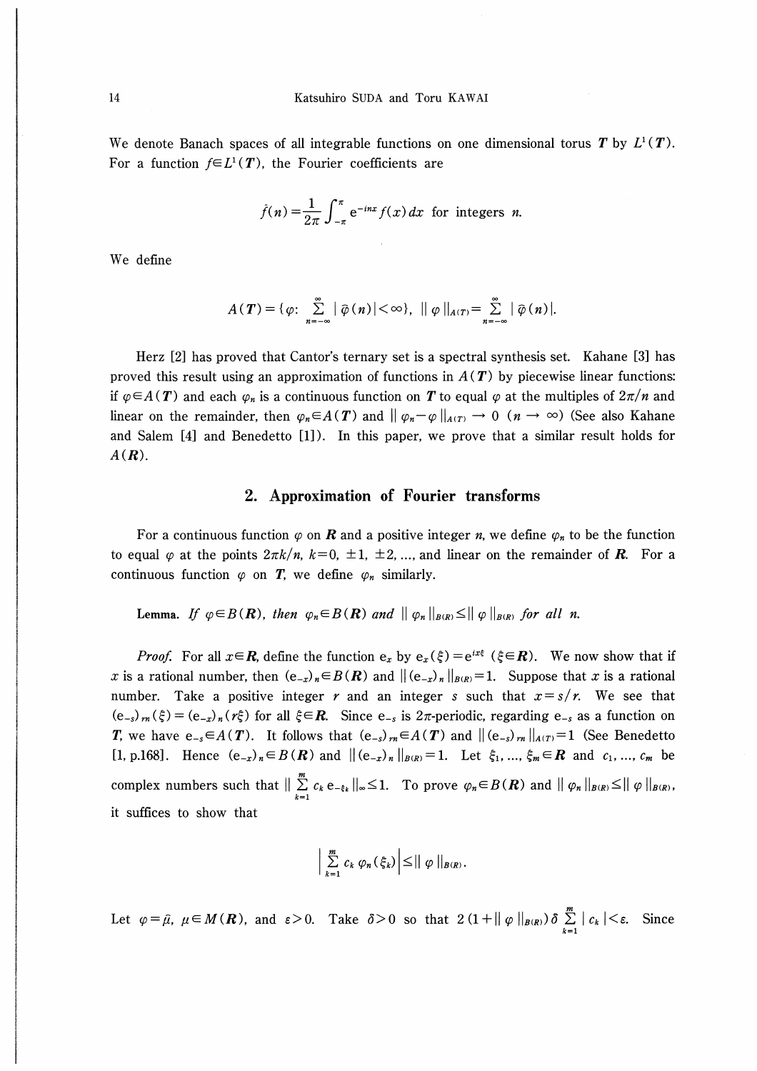We denote Banach spaces of all integrable functions on one dimensional torus $\boldsymbol{T}$ by $L^1(\boldsymbol{T})$. For a function $f \in L^1(\boldsymbol{T})$, the Fourier coefficients are

$$\hat{f}(n) = \frac{1}{2\pi} \int_{-\pi}^{\pi} e^{-inx} f(x)\, dx \text{ for integers } n.$$

We define

$$A(\boldsymbol{T}) = \{\varphi\colon \sum_{n=-\infty}^{\infty} |\hat{\varphi}(n)| < \infty\}, \ \|\varphi\|_{A(\boldsymbol{T})} = \sum_{n=-\infty}^{\infty} |\hat{\varphi}(n)|.$$

Herz [2] has proved that Cantor's ternary set is a spectral synthesis set. Kahane [3] has proved this result using an approximation of functions in $A(\boldsymbol{T})$ by piecewise linear functions: if $\varphi \in A(\boldsymbol{T})$ and each $\varphi_n$ is a continuous function on $\boldsymbol{T}$ to equal $\varphi$ at the multiples of $2\pi/n$ and linear on the remainder, then $\varphi_n \in A(\boldsymbol{T})$ and $\|\varphi_n - \varphi\|_{A(\boldsymbol{T})} \to 0$ $(n \to \infty)$ (See also Kahane and Salem [4] and Benedetto [1]). In this paper, we prove that a similar result holds for $A(\boldsymbol{R})$.

## 2. Approximation of Fourier transforms

For a continuous function $\varphi$ on $\boldsymbol{R}$ and a positive integer $n$, we define $\varphi_n$ to be the function to equal $\varphi$ at the points $2\pi k/n$, $k=0, \pm 1, \pm 2, \ldots$, and linear on the remainder of $\boldsymbol{R}$. For a continuous function $\varphi$ on $\boldsymbol{T}$, we define $\varphi_n$ similarly.

**Lemma.** *If $\varphi \in B(\boldsymbol{R})$, then $\varphi_n \in B(\boldsymbol{R})$ and $\|\varphi_n\|_{B(\boldsymbol{R})} \leq \|\varphi\|_{B(\boldsymbol{R})}$ for all $n$.*

*Proof.* For all $x \in \boldsymbol{R}$, define the function $e_x$ by $e_x(\xi) = e^{ix\xi}$ $(\xi \in \boldsymbol{R})$. We now show that if $x$ is a rational number, then $(e_{-x})_n \in B(\boldsymbol{R})$ and $\|(e_{-x})_n\|_{B(\boldsymbol{R})} = 1$. Suppose that $x$ is a rational number. Take a positive integer $r$ and an integer $s$ such that $x = s/r$. We see that $(e_{-s})_{rn}(\xi) = (e_{-x})_n(r\xi)$ for all $\xi \in \boldsymbol{R}$. Since $e_{-s}$ is $2\pi$-periodic, regarding $e_{-s}$ as a function on $\boldsymbol{T}$, we have $e_{-s} \in A(\boldsymbol{T})$. It follows that $(e_{-s})_{rn} \in A(\boldsymbol{T})$ and $\|(e_{-s})_{rn}\|_{A(\boldsymbol{T})} = 1$ (See Benedetto [1, p.168]. Hence $(e_{-x})_n \in B(\boldsymbol{R})$ and $\|(e_{-x})_n\|_{B(\boldsymbol{R})} = 1$. Let $\xi_1, \ldots, \xi_m \in \boldsymbol{R}$ and $c_1, \ldots, c_m$ be complex numbers such that $\|\sum_{k=1}^{m} c_k e_{-\xi_k}\|_\infty \leq 1$. To prove $\varphi_n \in B(\boldsymbol{R})$ and $\|\varphi_n\|_{B(\boldsymbol{R})} \leq \|\varphi\|_{B(\boldsymbol{R})}$, it suffices to show that

$$\left|\sum_{k=1}^{m} c_k \varphi_n(\xi_k)\right| \leq \|\varphi\|_{B(\boldsymbol{R})}.$$

Let $\varphi = \hat{\mu}$, $\mu \in M(\boldsymbol{R})$, and $\varepsilon > 0$. Take $\delta > 0$ so that $2(1 + \|\varphi\|_{B(\boldsymbol{R})})\delta \sum_{k=1}^{m} |c_k| < \varepsilon$. Since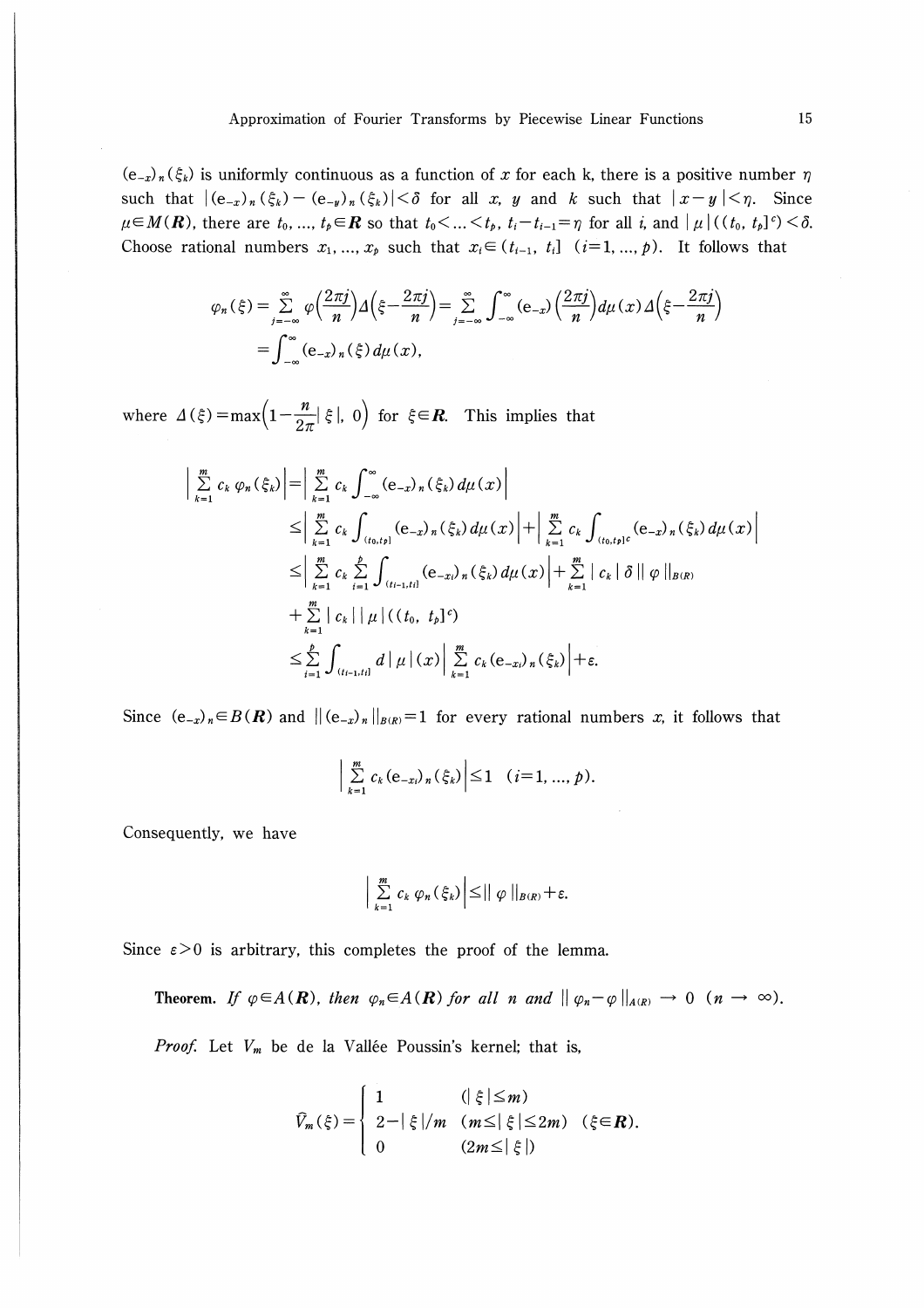$(\mathrm{e}_{-x})_n(\xi_k)$ is uniformly continuous as a function of $x$ for each k, there is a positive number $\eta$ such that $|(\mathrm{e}_{-x})_n(\xi_k)-(\mathrm{e}_{-y})_n(\xi_k)|<\delta$ for all $x$, $y$ and $k$ such that $|x-y|<\eta$. Since $\mu\in M(\boldsymbol{R})$, there are $t_0, \ldots, t_p\in\boldsymbol{R}$ so that $t_0<\ldots<t_p$, $t_i-t_{i-1}=\eta$ for all $i$, and $|\mu|((t_0, t_p]^c)<\delta$. Choose rational numbers $x_1, \ldots, x_p$ such that $x_i\in(t_{i-1}, t_i]$ $(i=1, \ldots, p)$. It follows that

$$
\begin{aligned}
\varphi_n(\xi) &= \sum_{j=-\infty}^{\infty}\varphi\Big(\frac{2\pi j}{n}\Big)\Delta\Big(\xi-\frac{2\pi j}{n}\Big)=\sum_{j=-\infty}^{\infty}\int_{-\infty}^{\infty}(\mathrm{e}_{-x})\Big(\frac{2\pi j}{n}\Big)d\mu(x)\,\Delta\Big(\xi-\frac{2\pi j}{n}\Big)\\
&=\int_{-\infty}^{\infty}(\mathrm{e}_{-x})_n(\xi)\,d\mu(x),
\end{aligned}
$$

where $\Delta(\xi)=\max\Big(1-\dfrac{n}{2\pi}|\xi|,\ 0\Big)$ for $\xi\in\boldsymbol{R}$. This implies that

$$
\begin{aligned}
\Big|\sum_{k=1}^{m}c_k\,\varphi_n(\xi_k)\Big| &= \Big|\sum_{k=1}^{m}c_k\int_{-\infty}^{\infty}(\mathrm{e}_{-x})_n(\xi_k)\,d\mu(x)\Big|\\
&\leq \Big|\sum_{k=1}^{m}c_k\int_{(t_0,t_p]}(\mathrm{e}_{-x})_n(\xi_k)\,d\mu(x)\Big|+\Big|\sum_{k=1}^{m}c_k\int_{(t_0,t_p]^c}(\mathrm{e}_{-x})_n(\xi_k)\,d\mu(x)\Big|\\
&\leq \Big|\sum_{k=1}^{m}c_k\sum_{i=1}^{p}\int_{(t_{i-1},t_i]}(\mathrm{e}_{-x_i})_n(\xi_k)\,d\mu(x)\Big|+\sum_{k=1}^{m}|c_k|\,\delta\,\|\varphi\|_{B(R)}\\
&\quad+\sum_{k=1}^{m}|c_k|\,|\mu|((t_0,\ t_p]^c)\\
&\leq \sum_{i=1}^{p}\int_{(t_{i-1},t_i]}d|\mu|(x)\Big|\sum_{k=1}^{m}c_k(\mathrm{e}_{-x_i})_n(\xi_k)\Big|+\varepsilon.
\end{aligned}
$$

Since $(\mathrm{e}_{-x})_n\in B(\boldsymbol{R})$ and $\|(\mathrm{e}_{-x})_n\|_{B(R)}=1$ for every rational numbers $x$, it follows that

$$
\Big|\sum_{k=1}^{m}c_k(\mathrm{e}_{-x_i})_n(\xi_k)\Big|\leq 1\quad(i=1, \ldots, p).
$$

Consequently, we have

$$
\Big|\sum_{k=1}^{m}c_k\,\varphi_n(\xi_k)\Big|\leq\|\varphi\|_{B(R)}+\varepsilon.
$$

Since $\varepsilon>0$ is arbitrary, this completes the proof of the lemma.

**Theorem.** *If $\varphi\in A(\boldsymbol{R})$, then $\varphi_n\in A(\boldsymbol{R})$ for all $n$ and $\|\varphi_n-\varphi\|_{A(R)}\to 0$ $(n\to\infty)$.*

*Proof.* Let $V_m$ be de la Vallée Poussin's kernel; that is,

$$
\hat{V}_m(\xi)=\begin{cases}1 & (|\xi|\leq m)\\ 2-|\xi|/m & (m\leq|\xi|\leq 2m)\\ 0 & (2m\leq|\xi|)\end{cases}\quad(\xi\in\boldsymbol{R}).
$$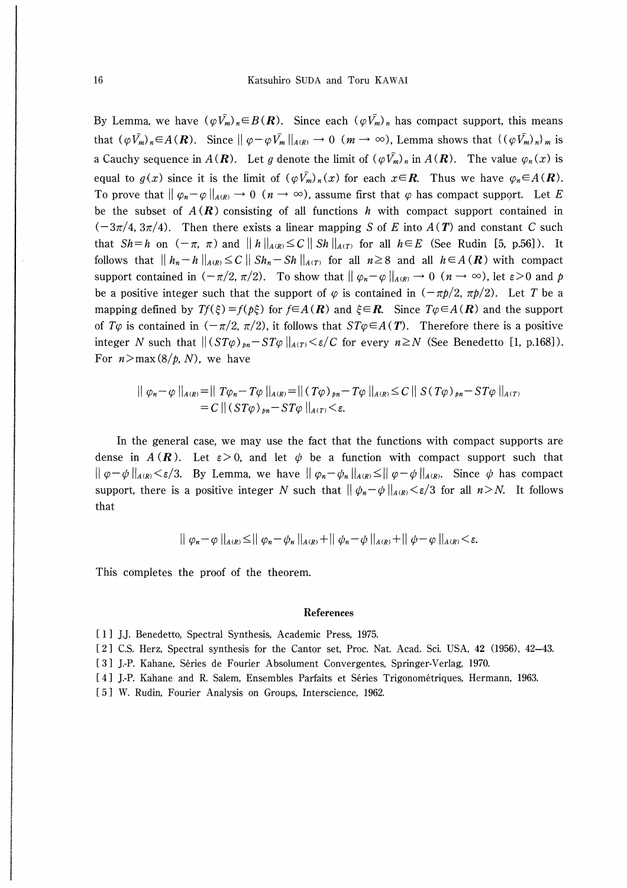By Lemma, we have $(\varphi \tilde{V}_m)_n \in B(\boldsymbol{R})$. Since each $(\varphi \tilde{V}_m)_n$ has compact support, this means that $(\varphi \tilde{V}_m)_n \in A(\boldsymbol{R})$. Since $\| \varphi - \varphi \tilde{V}_m \|_{A(R)} \to 0$ $(m \to \infty)$, Lemma shows that $\{(\varphi \tilde{V}_m)_n\}_m$ is a Cauchy sequence in $A(\boldsymbol{R})$. Let $g$ denote the limit of $(\varphi \tilde{V}_m)_n$ in $A(\boldsymbol{R})$. The value $\varphi_n(x)$ is equal to $g(x)$ since it is the limit of $(\varphi \tilde{V}_m)_n(x)$ for each $x \in \boldsymbol{R}$. Thus we have $\varphi_n \in A(\boldsymbol{R})$. To prove that $\| \varphi_n - \varphi \|_{A(R)} \to 0$ $(n \to \infty)$, assume first that $\varphi$ has compact support. Let $E$ be the subset of $A(\boldsymbol{R})$ consisting of all functions $h$ with compact support contained in $(-3\pi/4, 3\pi/4)$. Then there exists a linear mapping $S$ of $E$ into $A(\boldsymbol{T})$ and constant $C$ such that $Sh = h$ on $(-\pi, \pi)$ and $\| h \|_{A(R)} \leq C \| Sh \|_{A(T)}$ for all $h \in E$ (See Rudin [5, p.56]). It follows that $\| h_n - h \|_{A(R)} \leq C \| Sh_n - Sh \|_{A(T)}$ for all $n \geq 8$ and all $h \in A(\boldsymbol{R})$ with compact support contained in $(-\pi/2, \pi/2)$. To show that $\| \varphi_n - \varphi \|_{A(R)} \to 0$ $(n \to \infty)$, let $\varepsilon > 0$ and $p$ be a positive integer such that the support of $\varphi$ is contained in $(-\pi p/2, \pi p/2)$. Let $T$ be a mapping defined by $Tf(\xi) = f(p\xi)$ for $f \in A(\boldsymbol{R})$ and $\xi \in \boldsymbol{R}$. Since $T\varphi \in A(\boldsymbol{R})$ and the support of $T\varphi$ is contained in $(-\pi/2, \pi/2)$, it follows that $ST\varphi \in A(\boldsymbol{T})$. Therefore there is a positive integer $N$ such that $\| (ST\varphi)_{pn} - ST\varphi \|_{A(T)} < \varepsilon / C$ for every $n \geq N$ (See Benedetto [1, p.168]). For $n > \max(8/p, N)$, we have

$$
\begin{aligned}
\| \varphi_n - \varphi \|_{A(R)} = \| T\varphi_n - T\varphi \|_{A(R)} &= \| (T\varphi)_{pn} - T\varphi \|_{A(R)} \leq C \| S(T\varphi)_{pn} - ST\varphi \|_{A(T)} \\
&= C \| (ST\varphi)_{pn} - ST\varphi \|_{A(T)} < \varepsilon.
\end{aligned}
$$

In the general case, we may use the fact that the functions with compact supports are dense in $A(\boldsymbol{R})$. Let $\varepsilon > 0$, and let $\psi$ be a function with compact support such that $\| \varphi - \psi \|_{A(R)} < \varepsilon/3$. By Lemma, we have $\| \varphi_n - \psi_n \|_{A(R)} \leq \| \varphi - \psi \|_{A(R)}$. Since $\psi$ has compact support, there is a positive integer $N$ such that $\| \psi_n - \psi \|_{A(R)} < \varepsilon/3$ for all $n > N$. It follows that

$$
\| \varphi_n - \varphi \|_{A(R)} \leq \| \varphi_n - \psi_n \|_{A(R)} + \| \psi_n - \psi \|_{A(R)} + \| \psi - \varphi \|_{A(R)} < \varepsilon.
$$

This completes the proof of the theorem.

## References

[1] J.J. Benedetto, Spectral Synthesis, Academic Press, 1975.

[2] C.S. Herz, Spectral synthesis for the Cantor set, Proc. Nat. Acad. Sci. USA, 42 (1956), 42–43.

[3] J.-P. Kahane, Séries de Fourier Absolument Convergentes, Springer-Verlag, 1970.

[4] J.-P. Kahane and R. Salem, Ensembles Parfaits et Séries Trigonométriques, Hermann, 1963.

[5] W. Rudin, Fourier Analysis on Groups, Interscience, 1962.